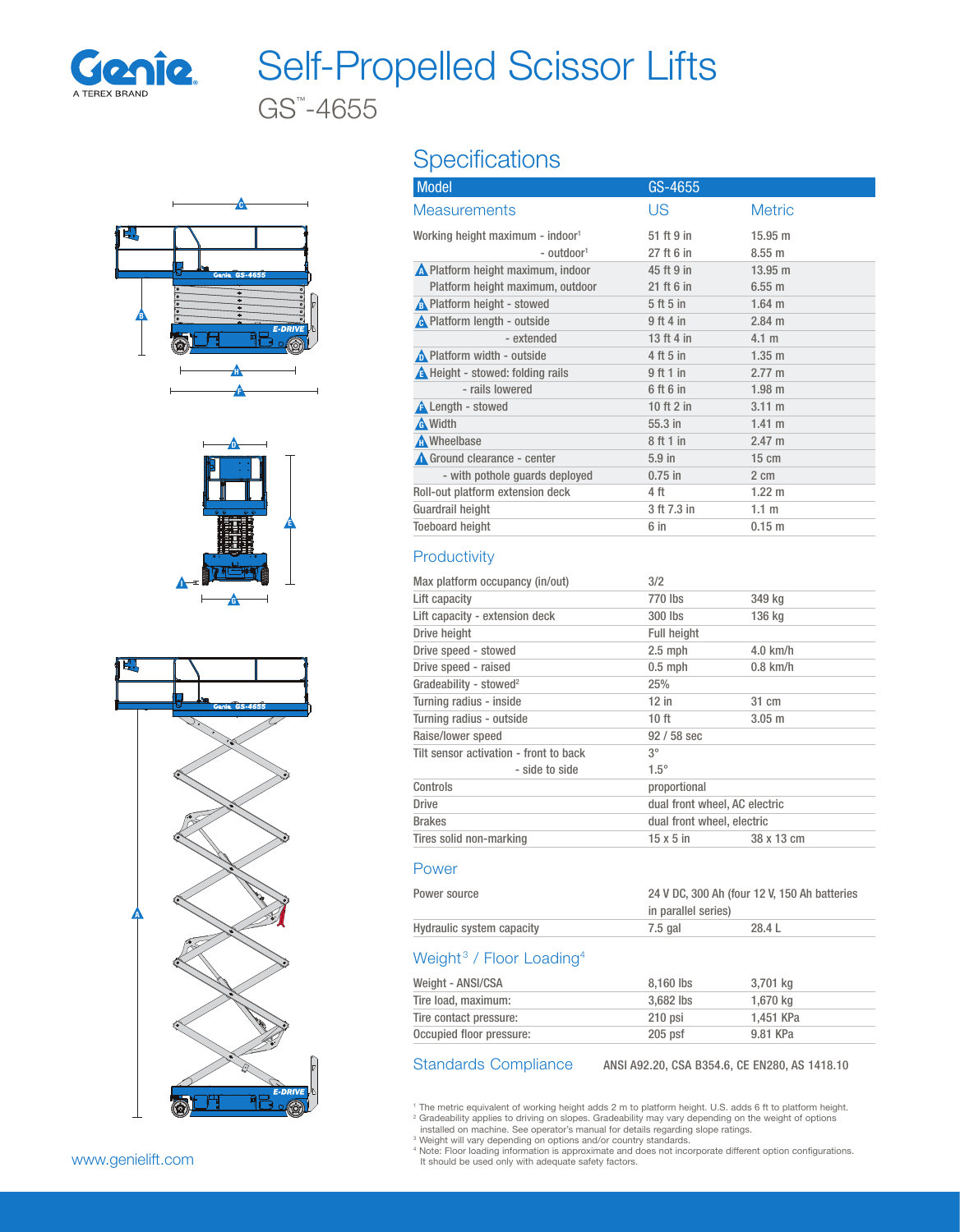# Self-Propelled Scissor Lifts

## GS™-4655

## Specifications

| Model | GS-4655 | |
|---|---|---|
| **Measurements** | **US** | **Metric** |
| Working height maximum - indoor[1] | 51 ft 9 in | 15.95 m |
| - outdoor[1] | 27 ft 6 in | 8.55 m |
| A Platform height maximum, indoor | 45 ft 9 in | 13.95 m |
| Platform height maximum, outdoor | 21 ft 6 in | 6.55 m |
| B Platform height - stowed | 5 ft 5 in | 1.64 m |
| C Platform length - outside | 9 ft 4 in | 2.84 m |
| - extended | 13 ft 4 in | 4.1 m |
| D Platform width - outside | 4 ft 5 in | 1.35 m |
| E Height - stowed: folding rails | 9 ft 1 in | 2.77 m |
| - rails lowered | 6 ft 6 in | 1.98 m |
| F Length - stowed | 10 ft 2 in | 3.11 m |
| G Width | 55.3 in | 1.41 m |
| H Wheelbase | 8 ft 1 in | 2.47 m |
| I Ground clearance - center | 5.9 in | 15 cm |
| - with pothole guards deployed | 0.75 in | 2 cm |
| Roll-out platform extension deck | 4 ft | 1.22 m |
| Guardrail height | 3 ft 7.3 in | 1.1 m |
| Toeboard height | 6 in | 0.15 m |

### Productivity

| | | |
|---|---|---|
| Max platform occupancy (in/out) | 3/2 | |
| Lift capacity | 770 lbs | 349 kg |
| Lift capacity - extension deck | 300 lbs | 136 kg |
| Drive height | Full height | |
| Drive speed - stowed | 2.5 mph | 4.0 km/h |
| Drive speed - raised | 0.5 mph | 0.8 km/h |
| Gradeability - stowed[2] | 25% | |
| Turning radius - inside | 12 in | 31 cm |
| Turning radius - outside | 10 ft | 3.05 m |
| Raise/lower speed | 92 / 58 sec | |
| Tilt sensor activation - front to back | 3° | |
| - side to side | 1.5° | |
| Controls | proportional | |
| Drive | dual front wheel, AC electric | |
| Brakes | dual front wheel, electric | |
| Tires solid non-marking | 15 x 5 in | 38 x 13 cm |

### Power

| | | |
|---|---|---|
| Power source | 24 V DC, 300 Ah (four 12 V, 150 Ah batteries in parallel series) | |
| Hydraulic system capacity | 7.5 gal | 28.4 L |

### Weight[3] / Floor Loading[4]

| | | |
|---|---|---|
| Weight - ANSI/CSA | 8,160 lbs | 3,701 kg |
| Tire load, maximum: | 3,682 lbs | 1,670 kg |
| Tire contact pressure: | 210 psi | 1,451 KPa |
| Occupied floor pressure: | 205 psf | 9.81 KPa |

### Standards Compliance

ANSI A92.20, CSA B354.6, CE EN280, AS 1418.10

[1] The metric equivalent of working height adds 2 m to platform height. U.S. adds 6 ft to platform height.
[2] Gradeability applies to driving on slopes. Gradeability may vary depending on the weight of options installed on machine. See operator's manual for details regarding slope ratings.
[3] Weight will vary depending on options and/or country standards.
[4] Note: Floor loading information is approximate and does not incorporate different option configurations. It should be used only with adequate safety factors.

www.genielift.com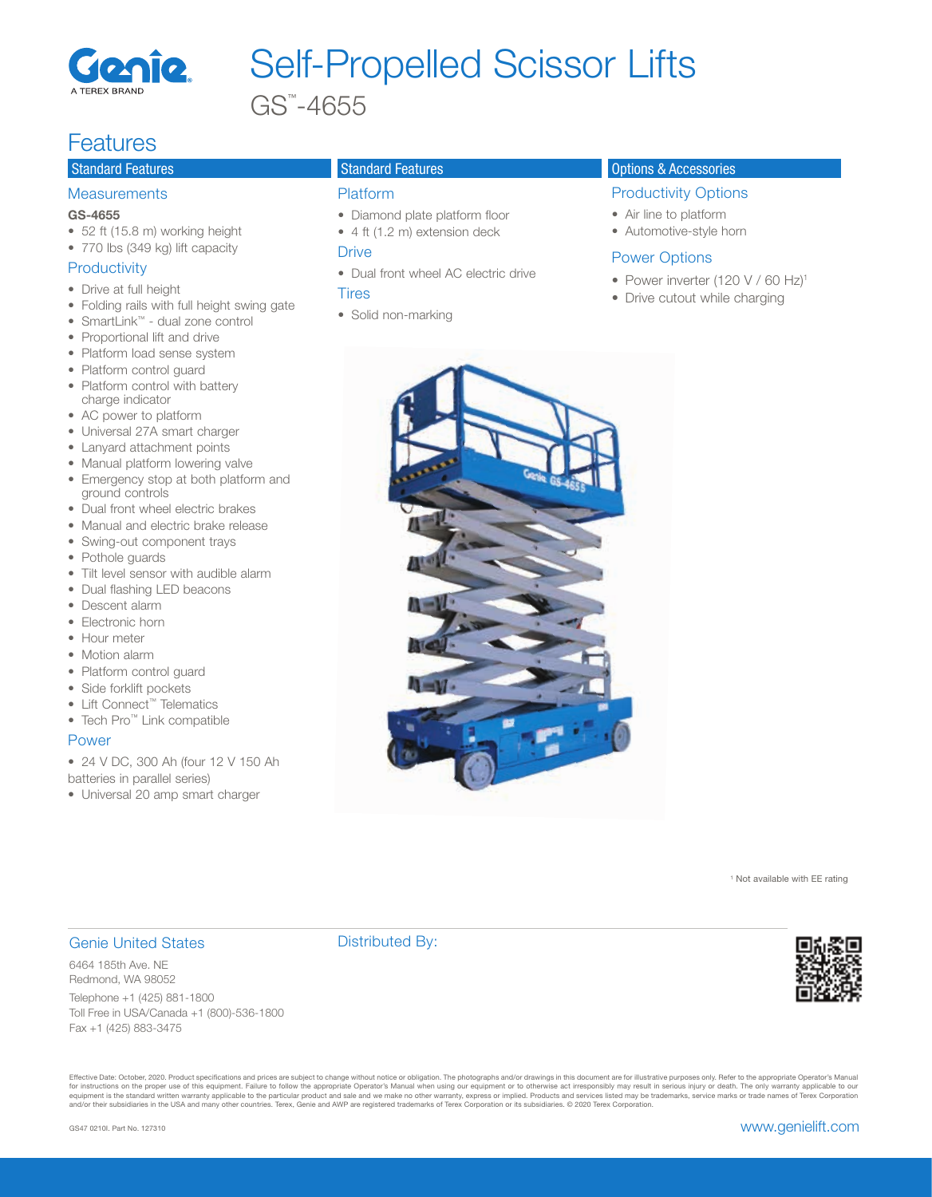# Self-Propelled Scissor Lifts

GS™-4655

## Features

### Standard Features

#### Measurements

**GS-4655**

- 52 ft (15.8 m) working height
- 770 lbs (349 kg) lift capacity

#### Productivity

- Drive at full height
- Folding rails with full height swing gate
- SmartLink™ - dual zone control
- Proportional lift and drive
- Platform load sense system
- Platform control guard
- Platform control with battery charge indicator
- AC power to platform
- Universal 27A smart charger
- Lanyard attachment points
- Manual platform lowering valve
- Emergency stop at both platform and ground controls
- Dual front wheel electric brakes
- Manual and electric brake release
- Swing-out component trays
- Pothole guards
- Tilt level sensor with audible alarm
- Dual flashing LED beacons
- Descent alarm
- Electronic horn
- Hour meter
- Motion alarm
- Platform control guard
- Side forklift pockets
- Lift Connect™ Telematics
- Tech Pro™ Link compatible

#### Power

- 24 V DC, 300 Ah (four 12 V 150 Ah batteries in parallel series)
- Universal 20 amp smart charger

### Standard Features

#### Platform

- Diamond plate platform floor
- 4 ft (1.2 m) extension deck

#### Drive

- Dual front wheel AC electric drive

#### Tires

- Solid non-marking

### Options & Accessories

#### Productivity Options

- Air line to platform
- Automotive-style horn

#### Power Options

- Power inverter (120 V / 60 Hz)[1]
- Drive cutout while charging

[1] Not available with EE rating

### Genie United States

6464 185th Ave. NE
Redmond, WA 98052

Telephone +1 (425) 881-1800
Toll Free in USA/Canada +1 (800)-536-1800
Fax +1 (425) 883-3475

Distributed By:

Effective Date: October, 2020. Product specifications and prices are subject to change without notice or obligation. The photographs and/or drawings in this document are for illustrative purposes only. Refer to the appropriate Operator's Manual for instructions on the proper use of this equipment. Failure to follow the appropriate Operator's Manual when using our equipment or to otherwise act irresponsibly may result in serious injury or death. The only warranty applicable to our equipment is the standard written warranty applicable to the particular product and sale and we make no other warranty, express or implied. Products and services listed may be trademarks, service marks or trade names of Terex Corporation and/or their subsidiaries in the USA and many other countries. Terex, Genie and AWP are registered trademarks of Terex Corporation or its subsidiaries. © 2020 Terex Corporation.

GS47 0210I. Part No. 127310

www.genielift.com